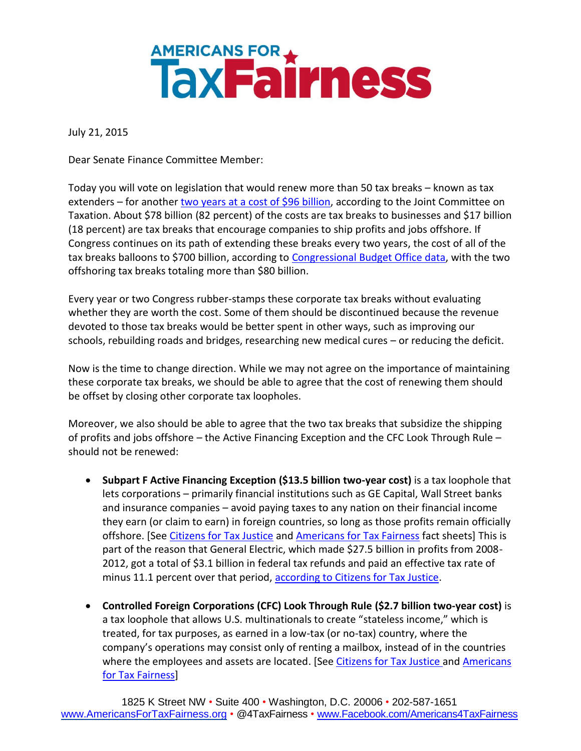# AMERICANS FOR TaxFairness

July 21, 2015

Dear Senate Finance Committee Member:

Today you will vote on legislation that would renew more than 50 tax breaks – known as tax extenders – for another two years at a cost of $96 billion, according to the Joint Committee on Taxation. About $78 billion (82 percent) of the costs are tax breaks to businesses and $17 billion (18 percent) are tax breaks that encourage companies to ship profits and jobs offshore. If Congress continues on its path of extending these breaks every two years, the cost of all of the tax breaks balloons to $700 billion, according to Congressional Budget Office data, with the two offshoring tax breaks totaling more than $80 billion.

Every year or two Congress rubber-stamps these corporate tax breaks without evaluating whether they are worth the cost. Some of them should be discontinued because the revenue devoted to those tax breaks would be better spent in other ways, such as improving our schools, rebuilding roads and bridges, researching new medical cures – or reducing the deficit.

Now is the time to change direction. While we may not agree on the importance of maintaining these corporate tax breaks, we should be able to agree that the cost of renewing them should be offset by closing other corporate tax loopholes.

Moreover, we also should be able to agree that the two tax breaks that subsidize the shipping of profits and jobs offshore – the Active Financing Exception and the CFC Look Through Rule – should not be renewed:

- **Subpart F Active Financing Exception ($13.5 billion two-year cost)** is a tax loophole that lets corporations – primarily financial institutions such as GE Capital, Wall Street banks and insurance companies – avoid paying taxes to any nation on their financial income they earn (or claim to earn) in foreign countries, so long as those profits remain officially offshore. [See Citizens for Tax Justice and Americans for Tax Fairness fact sheets] This is part of the reason that General Electric, which made $27.5 billion in profits from 2008-2012, got a total of $3.1 billion in federal tax refunds and paid an effective tax rate of minus 11.1 percent over that period, according to Citizens for Tax Justice.

- **Controlled Foreign Corporations (CFC) Look Through Rule ($2.7 billion two-year cost)** is a tax loophole that allows U.S. multinationals to create "stateless income," which is treated, for tax purposes, as earned in a low-tax (or no-tax) country, where the company's operations may consist only of renting a mailbox, instead of in the countries where the employees and assets are located. [See Citizens for Tax Justice and Americans for Tax Fairness]

1825 K Street NW • Suite 400 • Washington, D.C. 20006 • 202-587-1651
www.AmericansForTaxFairness.org • @4TaxFairness • www.Facebook.com/Americans4TaxFairness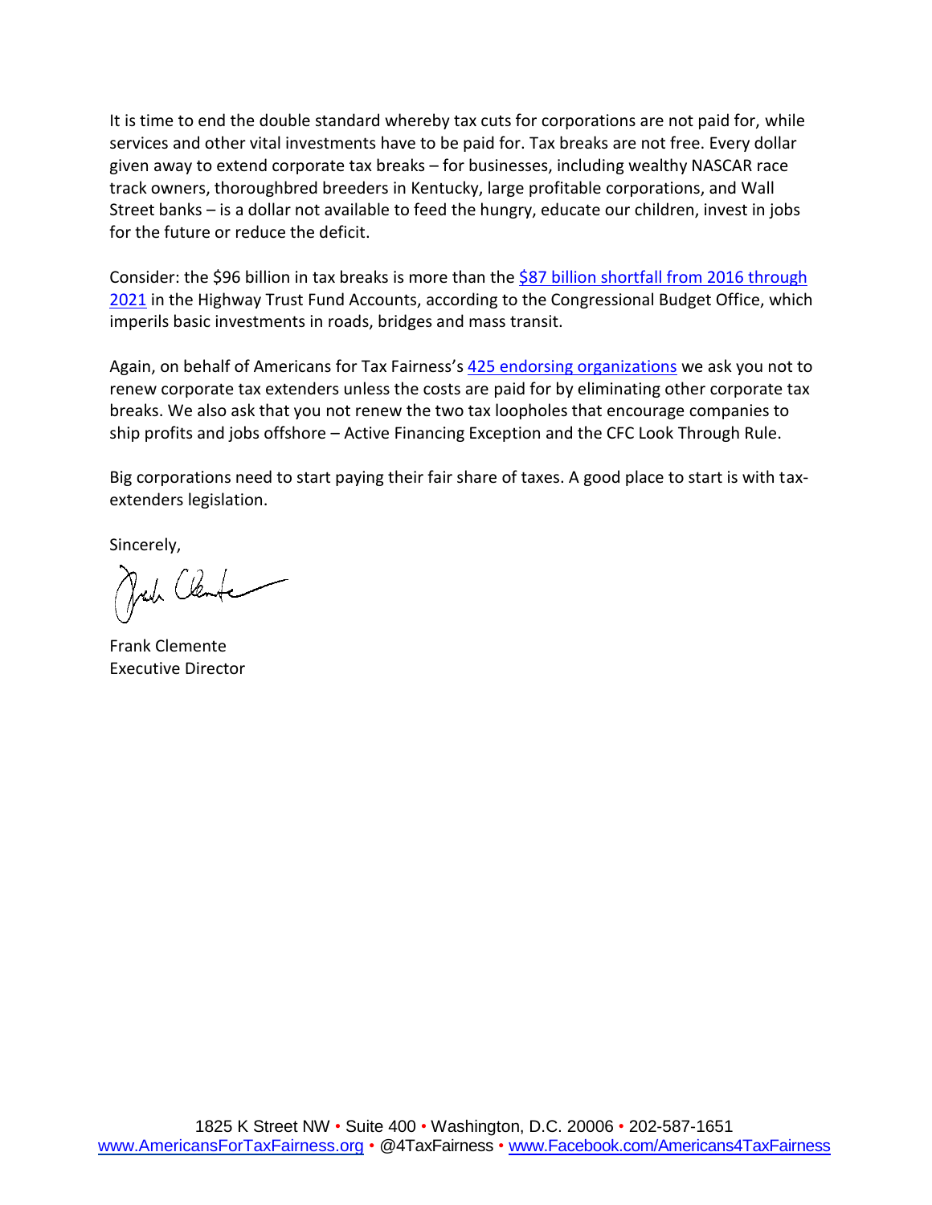It is time to end the double standard whereby tax cuts for corporations are not paid for, while services and other vital investments have to be paid for. Tax breaks are not free. Every dollar given away to extend corporate tax breaks – for businesses, including wealthy NASCAR race track owners, thoroughbred breeders in Kentucky, large profitable corporations, and Wall Street banks – is a dollar not available to feed the hungry, educate our children, invest in jobs for the future or reduce the deficit.

Consider: the $96 billion in tax breaks is more than the $87 billion shortfall from 2016 through 2021 in the Highway Trust Fund Accounts, according to the Congressional Budget Office, which imperils basic investments in roads, bridges and mass transit.

Again, on behalf of Americans for Tax Fairness's 425 endorsing organizations we ask you not to renew corporate tax extenders unless the costs are paid for by eliminating other corporate tax breaks. We also ask that you not renew the two tax loopholes that encourage companies to ship profits and jobs offshore – Active Financing Exception and the CFC Look Through Rule.

Big corporations need to start paying their fair share of taxes. A good place to start is with tax-extenders legislation.

Sincerely,

Frank Clemente
Executive Director

1825 K Street NW • Suite 400 • Washington, D.C. 20006 • 202-587-1651
www.AmericansForTaxFairness.org • @4TaxFairness • www.Facebook.com/Americans4TaxFairness